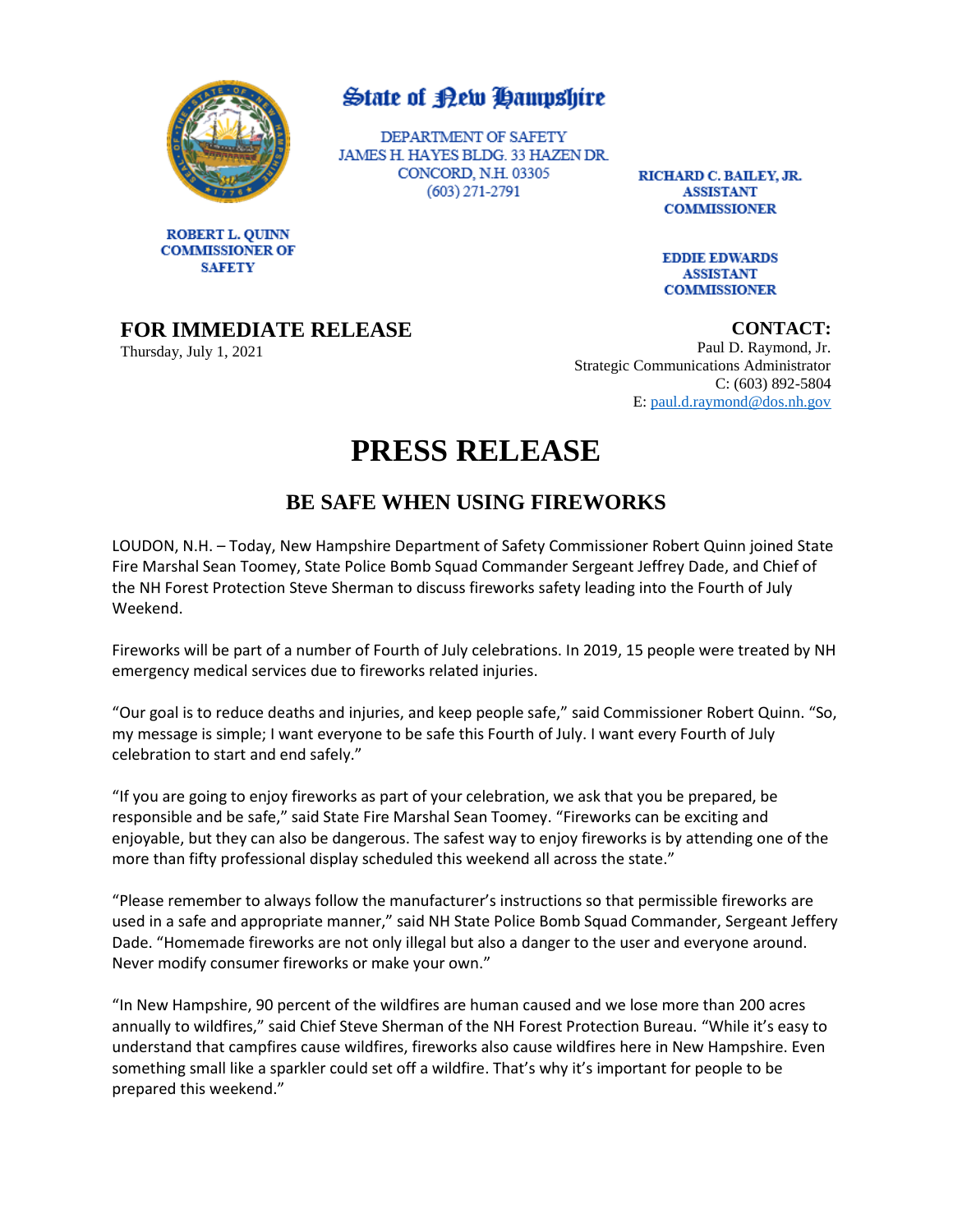# State of New Hampshire

DEPARTMENT OF SAFETY
JAMES H. HAYES BLDG. 33 HAZEN DR.
CONCORD, N.H. 03305
(603) 271-2791

**ROBERT L. QUINN**
**COMMISSIONER OF SAFETY**

**RICHARD C. BAILEY, JR.**
**ASSISTANT COMMISSIONER**

**EDDIE EDWARDS**
**ASSISTANT COMMISSIONER**

**FOR IMMEDIATE RELEASE**
Thursday, July 1, 2021

**CONTACT:**
Paul D. Raymond, Jr.
Strategic Communications Administrator
C: (603) 892-5804
E: paul.d.raymond@dos.nh.gov

# PRESS RELEASE

## BE SAFE WHEN USING FIREWORKS

LOUDON, N.H. – Today, New Hampshire Department of Safety Commissioner Robert Quinn joined State Fire Marshal Sean Toomey, State Police Bomb Squad Commander Sergeant Jeffrey Dade, and Chief of the NH Forest Protection Steve Sherman to discuss fireworks safety leading into the Fourth of July Weekend.

Fireworks will be part of a number of Fourth of July celebrations. In 2019, 15 people were treated by NH emergency medical services due to fireworks related injuries.

"Our goal is to reduce deaths and injuries, and keep people safe," said Commissioner Robert Quinn. "So, my message is simple; I want everyone to be safe this Fourth of July. I want every Fourth of July celebration to start and end safely."

"If you are going to enjoy fireworks as part of your celebration, we ask that you be prepared, be responsible and be safe," said State Fire Marshal Sean Toomey. "Fireworks can be exciting and enjoyable, but they can also be dangerous. The safest way to enjoy fireworks is by attending one of the more than fifty professional display scheduled this weekend all across the state."

"Please remember to always follow the manufacturer's instructions so that permissible fireworks are used in a safe and appropriate manner," said NH State Police Bomb Squad Commander, Sergeant Jeffery Dade. "Homemade fireworks are not only illegal but also a danger to the user and everyone around. Never modify consumer fireworks or make your own."

"In New Hampshire, 90 percent of the wildfires are human caused and we lose more than 200 acres annually to wildfires," said Chief Steve Sherman of the NH Forest Protection Bureau. "While it's easy to understand that campfires cause wildfires, fireworks also cause wildfires here in New Hampshire. Even something small like a sparkler could set off a wildfire. That's why it's important for people to be prepared this weekend."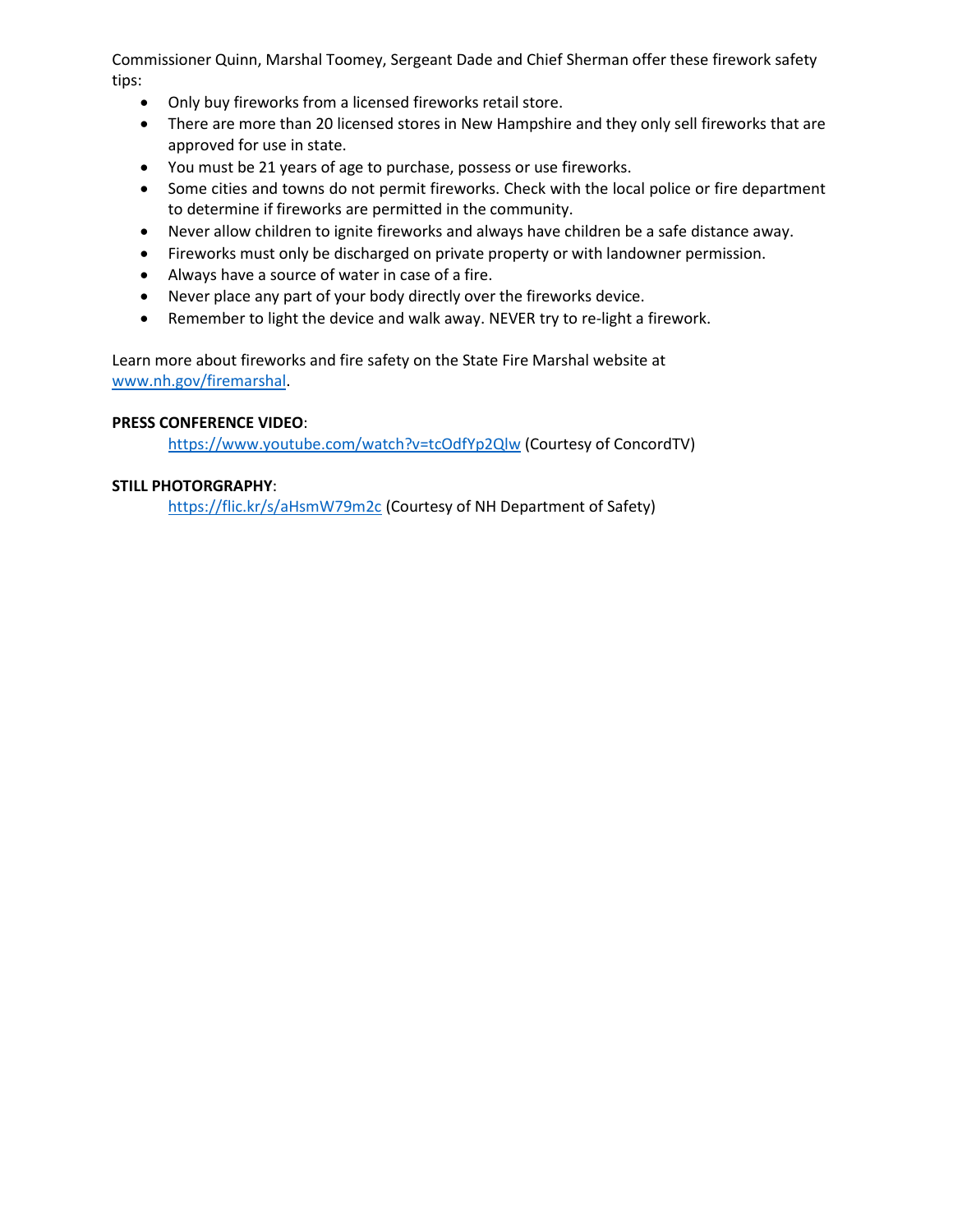Commissioner Quinn, Marshal Toomey, Sergeant Dade and Chief Sherman offer these firework safety tips:

- Only buy fireworks from a licensed fireworks retail store.
- There are more than 20 licensed stores in New Hampshire and they only sell fireworks that are approved for use in state.
- You must be 21 years of age to purchase, possess or use fireworks.
- Some cities and towns do not permit fireworks. Check with the local police or fire department to determine if fireworks are permitted in the community.
- Never allow children to ignite fireworks and always have children be a safe distance away.
- Fireworks must only be discharged on private property or with landowner permission.
- Always have a source of water in case of a fire.
- Never place any part of your body directly over the fireworks device.
- Remember to light the device and walk away. NEVER try to re-light a firework.

Learn more about fireworks and fire safety on the State Fire Marshal website at [www.nh.gov/firemarshal](http://www.nh.gov/firemarshal).

**PRESS CONFERENCE VIDEO**:

[https://www.youtube.com/watch?v=tcOdfYp2Qlw](https://www.youtube.com/watch?v=tcOdfYp2Qlw) (Courtesy of ConcordTV)

**STILL PHOTORGRAPHY**:

[https://flic.kr/s/aHsmW79m2c](https://flic.kr/s/aHsmW79m2c) (Courtesy of NH Department of Safety)